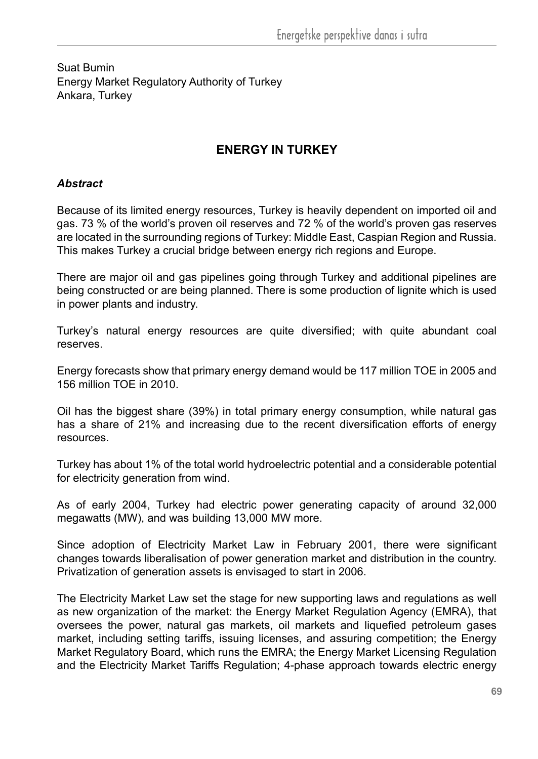Suat Bumin
Energy Market Regulatory Authority of Turkey
Ankara, Turkey

# ENERGY IN TURKEY

### *Abstract*

Because of its limited energy resources, Turkey is heavily dependent on imported oil and gas. 73 % of the world's proven oil reserves and 72 % of the world's proven gas reserves are located in the surrounding regions of Turkey: Middle East, Caspian Region and Russia. This makes Turkey a crucial bridge between energy rich regions and Europe.

There are major oil and gas pipelines going through Turkey and additional pipelines are being constructed or are being planned. There is some production of lignite which is used in power plants and industry.

Turkey's natural energy resources are quite diversified; with quite abundant coal reserves.

Energy forecasts show that primary energy demand would be 117 million TOE in 2005 and 156 million TOE in 2010.

Oil has the biggest share (39%) in total primary energy consumption, while natural gas has a share of 21% and increasing due to the recent diversification efforts of energy resources.

Turkey has about 1% of the total world hydroelectric potential and a considerable potential for electricity generation from wind.

As of early 2004, Turkey had electric power generating capacity of around 32,000 megawatts (MW), and was building 13,000 MW more.

Since adoption of Electricity Market Law in February 2001, there were significant changes towards liberalisation of power generation market and distribution in the country. Privatization of generation assets is envisaged to start in 2006.

The Electricity Market Law set the stage for new supporting laws and regulations as well as new organization of the market: the Energy Market Regulation Agency (EMRA), that oversees the power, natural gas markets, oil markets and liquefied petroleum gases market, including setting tariffs, issuing licenses, and assuring competition; the Energy Market Regulatory Board, which runs the EMRA; the Energy Market Licensing Regulation and the Electricity Market Tariffs Regulation; 4-phase approach towards electric energy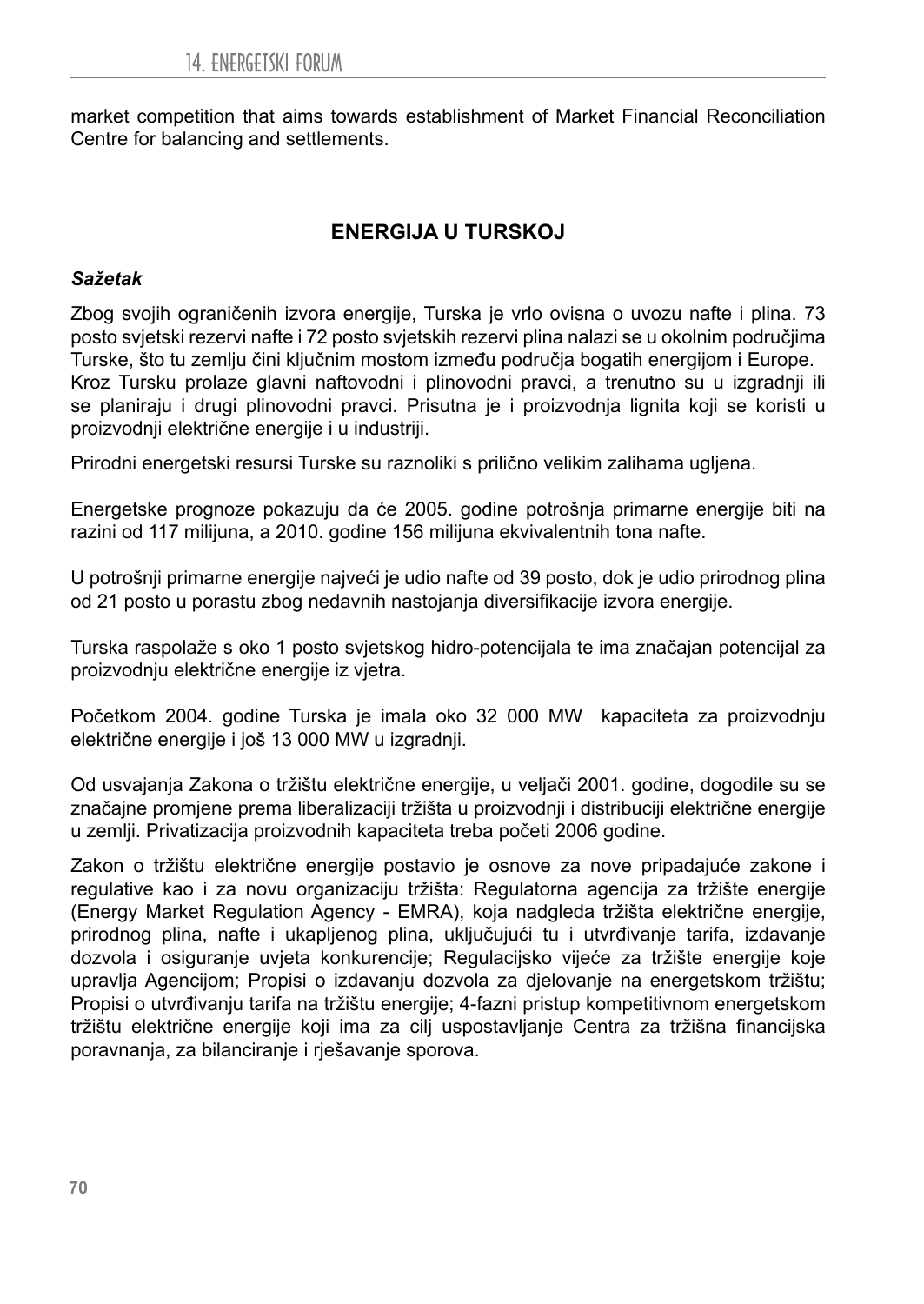market competition that aims towards establishment of Market Financial Reconciliation Centre for balancing and settlements.

## ENERGIJA U TURSKOJ

***Sažetak***

Zbog svojih ograničenih izvora energije, Turska je vrlo ovisna o uvozu nafte i plina. 73 posto svjetski rezervi nafte i 72 posto svjetskih rezervi plina nalazi se u okolnim područjima Turske, što tu zemlju čini ključnim mostom između područja bogatih energijom i Europe. Kroz Tursku prolaze glavni naftovodni i plinovodni pravci, a trenutno su u izgradnji ili se planiraju i drugi plinovodni pravci. Prisutna je i proizvodnja lignita koji se koristi u proizvodnji električne energije i u industriji.

Prirodni energetski resursi Turske su raznoliki s prilično velikim zalihama ugljena.

Energetske prognoze pokazuju da će 2005. godine potrošnja primarne energije biti na razini od 117 milijuna, a 2010. godine 156 milijuna ekvivalentnih tona nafte.

U potrošnji primarne energije najveći je udio nafte od 39 posto, dok je udio prirodnog plina od 21 posto u porastu zbog nedavnih nastojanja diversifikacije izvora energije.

Turska raspolaže s oko 1 posto svjetskog hidro-potencijala te ima značajan potencijal za proizvodnju električne energije iz vjetra.

Početkom 2004. godine Turska je imala oko 32 000 MW kapaciteta za proizvodnju električne energije i još 13 000 MW u izgradnji.

Od usvajanja Zakona o tržištu električne energije, u veljači 2001. godine, dogodile su se značajne promjene prema liberalizaciji tržišta u proizvodnji i distribuciji električne energije u zemlji. Privatizacija proizvodnih kapaciteta treba početi 2006 godine.

Zakon o tržištu električne energije postavio je osnove za nove pripadajuće zakone i regulative kao i za novu organizaciju tržišta: Regulatorna agencija za tržište energije (Energy Market Regulation Agency - EMRA), koja nadgleda tržišta električne energije, prirodnog plina, nafte i ukapljenog plina, uključujući tu i utvrđivanje tarifa, izdavanje dozvola i osiguranje uvjeta konkurencije; Regulacijsko vijeće za tržište energije koje upravlja Agencijom; Propisi o izdavanju dozvola za djelovanje na energetskom tržištu; Propisi o utvrđivanju tarifa na tržištu energije; 4-fazni pristup kompetitivnom energetskom tržištu električne energije koji ima za cilj uspostavljanje Centra za tržišna financijska poravnanja, za bilanciranje i rješavanje sporova.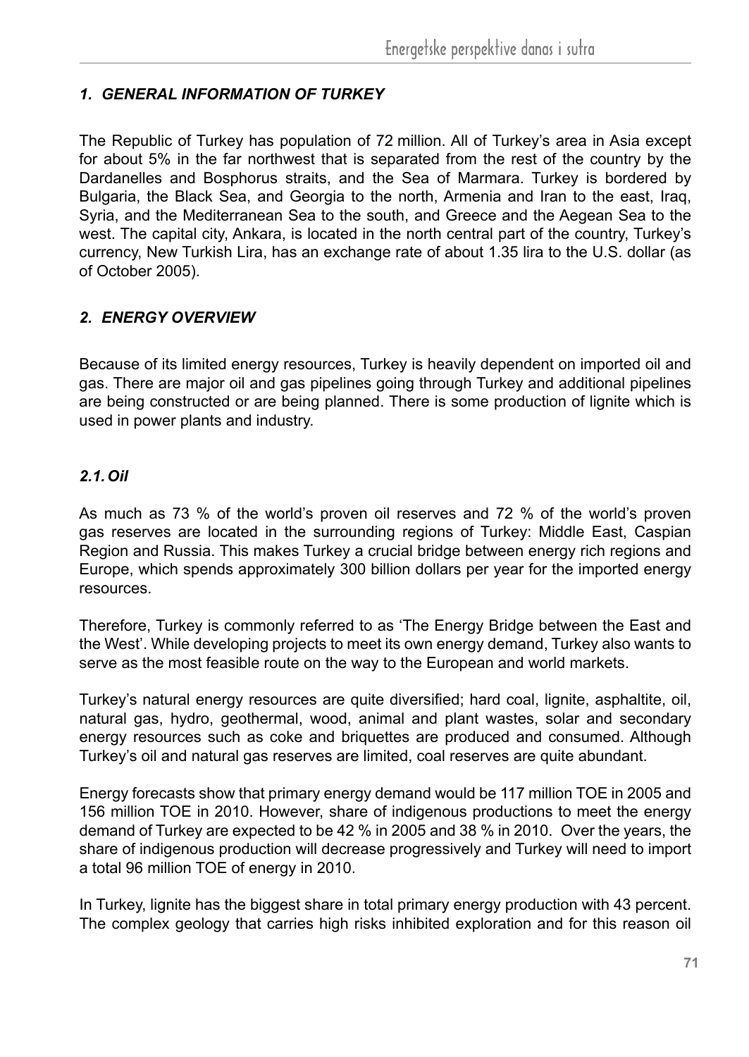## *1. GENERAL INFORMATION OF TURKEY*

The Republic of Turkey has population of 72 million. All of Turkey's area in Asia except for about 5% in the far northwest that is separated from the rest of the country by the Dardanelles and Bosphorus straits, and the Sea of Marmara. Turkey is bordered by Bulgaria, the Black Sea, and Georgia to the north, Armenia and Iran to the east, Iraq, Syria, and the Mediterranean Sea to the south, and Greece and the Aegean Sea to the west. The capital city, Ankara, is located in the north central part of the country, Turkey's currency, New Turkish Lira, has an exchange rate of about 1.35 lira to the U.S. dollar (as of October 2005).

## *2. ENERGY OVERVIEW*

Because of its limited energy resources, Turkey is heavily dependent on imported oil and gas. There are major oil and gas pipelines going through Turkey and additional pipelines are being constructed or are being planned. There is some production of lignite which is used in power plants and industry.

### *2.1. Oil*

As much as 73 % of the world's proven oil reserves and 72 % of the world's proven gas reserves are located in the surrounding regions of Turkey: Middle East, Caspian Region and Russia. This makes Turkey a crucial bridge between energy rich regions and Europe, which spends approximately 300 billion dollars per year for the imported energy resources.

Therefore, Turkey is commonly referred to as 'The Energy Bridge between the East and the West'. While developing projects to meet its own energy demand, Turkey also wants to serve as the most feasible route on the way to the European and world markets.

Turkey's natural energy resources are quite diversified; hard coal, lignite, asphaltite, oil, natural gas, hydro, geothermal, wood, animal and plant wastes, solar and secondary energy resources such as coke and briquettes are produced and consumed. Although Turkey's oil and natural gas reserves are limited, coal reserves are quite abundant.

Energy forecasts show that primary energy demand would be 117 million TOE in 2005 and 156 million TOE in 2010. However, share of indigenous productions to meet the energy demand of Turkey are expected to be 42 % in 2005 and 38 % in 2010. Over the years, the share of indigenous production will decrease progressively and Turkey will need to import a total 96 million TOE of energy in 2010.

In Turkey, lignite has the biggest share in total primary energy production with 43 percent. The complex geology that carries high risks inhibited exploration and for this reason oil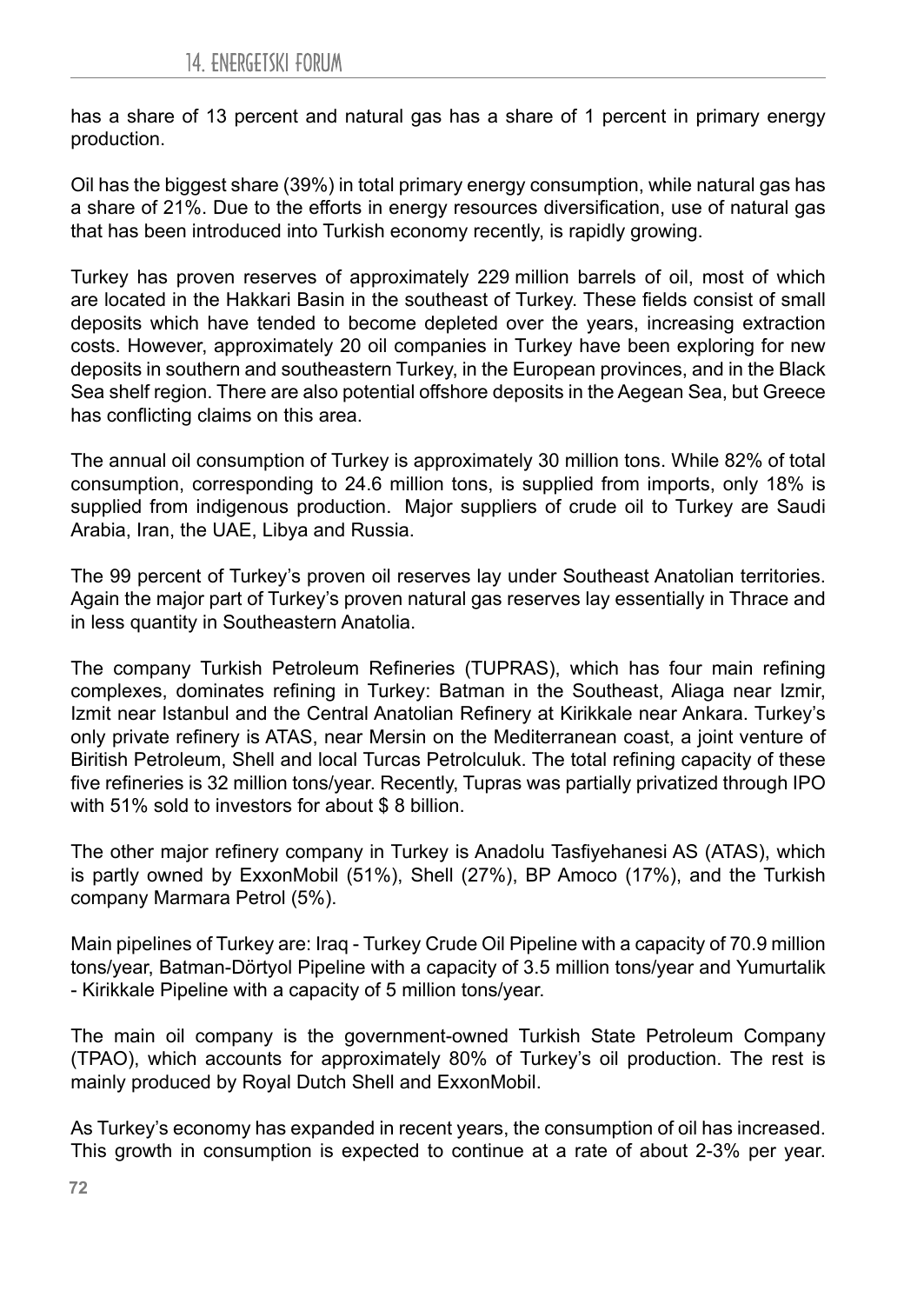has a share of 13 percent and natural gas has a share of 1 percent in primary energy production.

Oil has the biggest share (39%) in total primary energy consumption, while natural gas has a share of 21%. Due to the efforts in energy resources diversification, use of natural gas that has been introduced into Turkish economy recently, is rapidly growing.

Turkey has proven reserves of approximately 229 million barrels of oil, most of which are located in the Hakkari Basin in the southeast of Turkey. These fields consist of small deposits which have tended to become depleted over the years, increasing extraction costs. However, approximately 20 oil companies in Turkey have been exploring for new deposits in southern and southeastern Turkey, in the European provinces, and in the Black Sea shelf region. There are also potential offshore deposits in the Aegean Sea, but Greece has conflicting claims on this area.

The annual oil consumption of Turkey is approximately 30 million tons. While 82% of total consumption, corresponding to 24.6 million tons, is supplied from imports, only 18% is supplied from indigenous production. Major suppliers of crude oil to Turkey are Saudi Arabia, Iran, the UAE, Libya and Russia.

The 99 percent of Turkey's proven oil reserves lay under Southeast Anatolian territories. Again the major part of Turkey's proven natural gas reserves lay essentially in Thrace and in less quantity in Southeastern Anatolia.

The company Turkish Petroleum Refineries (TUPRAS), which has four main refining complexes, dominates refining in Turkey: Batman in the Southeast, Aliaga near Izmir, Izmit near Istanbul and the Central Anatolian Refinery at Kirikkale near Ankara. Turkey's only private refinery is ATAS, near Mersin on the Mediterranean coast, a joint venture of Biritish Petroleum, Shell and local Turcas Petrolculuk. The total refining capacity of these five refineries is 32 million tons/year. Recently, Tupras was partially privatized through IPO with 51% sold to investors for about $ 8 billion.

The other major refinery company in Turkey is Anadolu Tasfiyehanesi AS (ATAS), which is partly owned by ExxonMobil (51%), Shell (27%), BP Amoco (17%), and the Turkish company Marmara Petrol (5%).

Main pipelines of Turkey are: Iraq - Turkey Crude Oil Pipeline with a capacity of 70.9 million tons/year, Batman-Dörtyol Pipeline with a capacity of 3.5 million tons/year and Yumurtalik - Kirikkale Pipeline with a capacity of 5 million tons/year.

The main oil company is the government-owned Turkish State Petroleum Company (TPAO), which accounts for approximately 80% of Turkey's oil production. The rest is mainly produced by Royal Dutch Shell and ExxonMobil.

As Turkey's economy has expanded in recent years, the consumption of oil has increased. This growth in consumption is expected to continue at a rate of about 2-3% per year.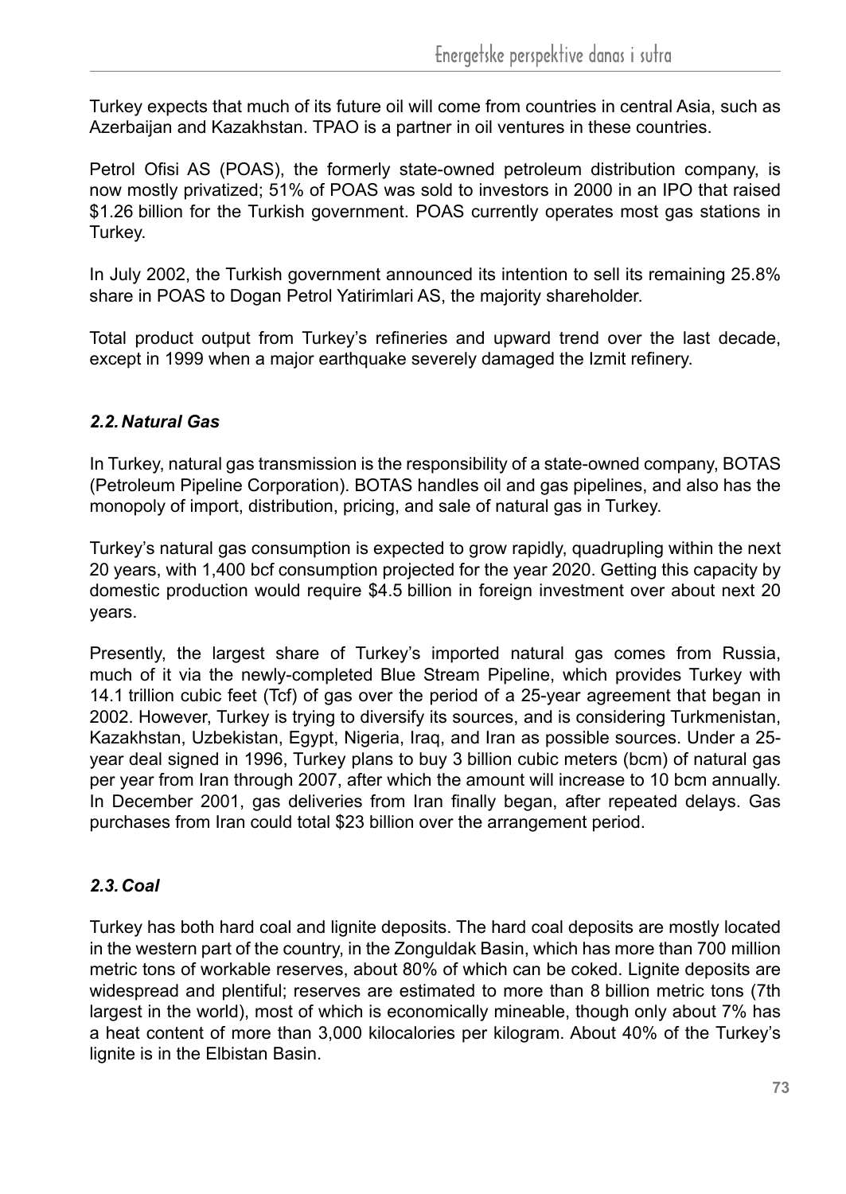Turkey expects that much of its future oil will come from countries in central Asia, such as Azerbaijan and Kazakhstan. TPAO is a partner in oil ventures in these countries.

Petrol Ofisi AS (POAS), the formerly state-owned petroleum distribution company, is now mostly privatized; 51% of POAS was sold to investors in 2000 in an IPO that raised $1.26 billion for the Turkish government. POAS currently operates most gas stations in Turkey.

In July 2002, the Turkish government announced its intention to sell its remaining 25.8% share in POAS to Dogan Petrol Yatirimlari AS, the majority shareholder.

Total product output from Turkey's refineries and upward trend over the last decade, except in 1999 when a major earthquake severely damaged the Izmit refinery.

### *2.2. Natural Gas*

In Turkey, natural gas transmission is the responsibility of a state-owned company, BOTAS (Petroleum Pipeline Corporation). BOTAS handles oil and gas pipelines, and also has the monopoly of import, distribution, pricing, and sale of natural gas in Turkey.

Turkey's natural gas consumption is expected to grow rapidly, quadrupling within the next 20 years, with 1,400 bcf consumption projected for the year 2020. Getting this capacity by domestic production would require $4.5 billion in foreign investment over about next 20 years.

Presently, the largest share of Turkey's imported natural gas comes from Russia, much of it via the newly-completed Blue Stream Pipeline, which provides Turkey with 14.1 trillion cubic feet (Tcf) of gas over the period of a 25-year agreement that began in 2002. However, Turkey is trying to diversify its sources, and is considering Turkmenistan, Kazakhstan, Uzbekistan, Egypt, Nigeria, Iraq, and Iran as possible sources. Under a 25-year deal signed in 1996, Turkey plans to buy 3 billion cubic meters (bcm) of natural gas per year from Iran through 2007, after which the amount will increase to 10 bcm annually. In December 2001, gas deliveries from Iran finally began, after repeated delays. Gas purchases from Iran could total $23 billion over the arrangement period.

### *2.3. Coal*

Turkey has both hard coal and lignite deposits. The hard coal deposits are mostly located in the western part of the country, in the Zonguldak Basin, which has more than 700 million metric tons of workable reserves, about 80% of which can be coked. Lignite deposits are widespread and plentiful; reserves are estimated to more than 8 billion metric tons (7th largest in the world), most of which is economically mineable, though only about 7% has a heat content of more than 3,000 kilocalories per kilogram. About 40% of the Turkey's lignite is in the Elbistan Basin.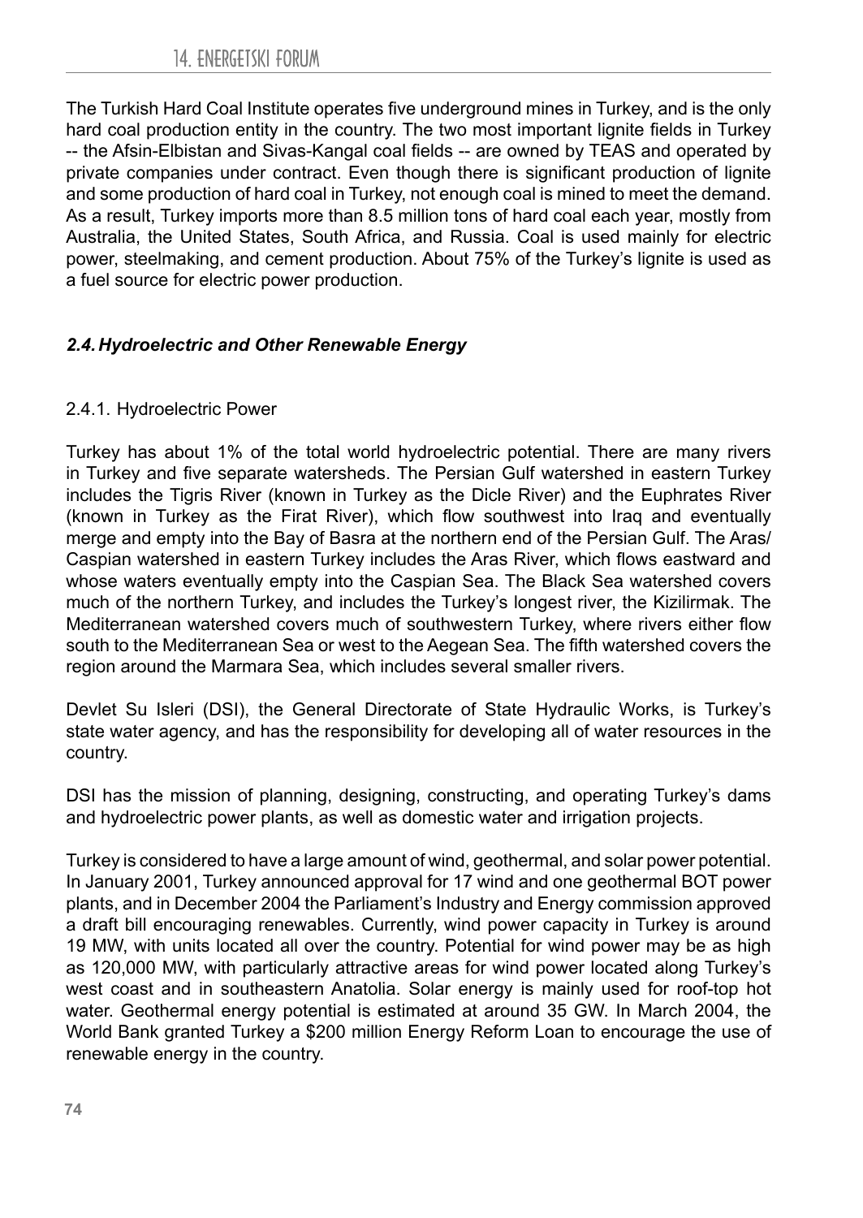The Turkish Hard Coal Institute operates five underground mines in Turkey, and is the only hard coal production entity in the country. The two most important lignite fields in Turkey -- the Afsin-Elbistan and Sivas-Kangal coal fields -- are owned by TEAS and operated by private companies under contract. Even though there is significant production of lignite and some production of hard coal in Turkey, not enough coal is mined to meet the demand. As a result, Turkey imports more than 8.5 million tons of hard coal each year, mostly from Australia, the United States, South Africa, and Russia. Coal is used mainly for electric power, steelmaking, and cement production. About 75% of the Turkey's lignite is used as a fuel source for electric power production.

### *2.4. Hydroelectric and Other Renewable Energy*

#### 2.4.1. Hydroelectric Power

Turkey has about 1% of the total world hydroelectric potential. There are many rivers in Turkey and five separate watersheds. The Persian Gulf watershed in eastern Turkey includes the Tigris River (known in Turkey as the Dicle River) and the Euphrates River (known in Turkey as the Firat River), which flow southwest into Iraq and eventually merge and empty into the Bay of Basra at the northern end of the Persian Gulf. The Aras/Caspian watershed in eastern Turkey includes the Aras River, which flows eastward and whose waters eventually empty into the Caspian Sea. The Black Sea watershed covers much of the northern Turkey, and includes the Turkey's longest river, the Kizilirmak. The Mediterranean watershed covers much of southwestern Turkey, where rivers either flow south to the Mediterranean Sea or west to the Aegean Sea. The fifth watershed covers the region around the Marmara Sea, which includes several smaller rivers.

Devlet Su Isleri (DSI), the General Directorate of State Hydraulic Works, is Turkey's state water agency, and has the responsibility for developing all of water resources in the country.

DSI has the mission of planning, designing, constructing, and operating Turkey's dams and hydroelectric power plants, as well as domestic water and irrigation projects.

Turkey is considered to have a large amount of wind, geothermal, and solar power potential. In January 2001, Turkey announced approval for 17 wind and one geothermal BOT power plants, and in December 2004 the Parliament's Industry and Energy commission approved a draft bill encouraging renewables. Currently, wind power capacity in Turkey is around 19 MW, with units located all over the country. Potential for wind power may be as high as 120,000 MW, with particularly attractive areas for wind power located along Turkey's west coast and in southeastern Anatolia. Solar energy is mainly used for roof-top hot water. Geothermal energy potential is estimated at around 35 GW. In March 2004, the World Bank granted Turkey a $200 million Energy Reform Loan to encourage the use of renewable energy in the country.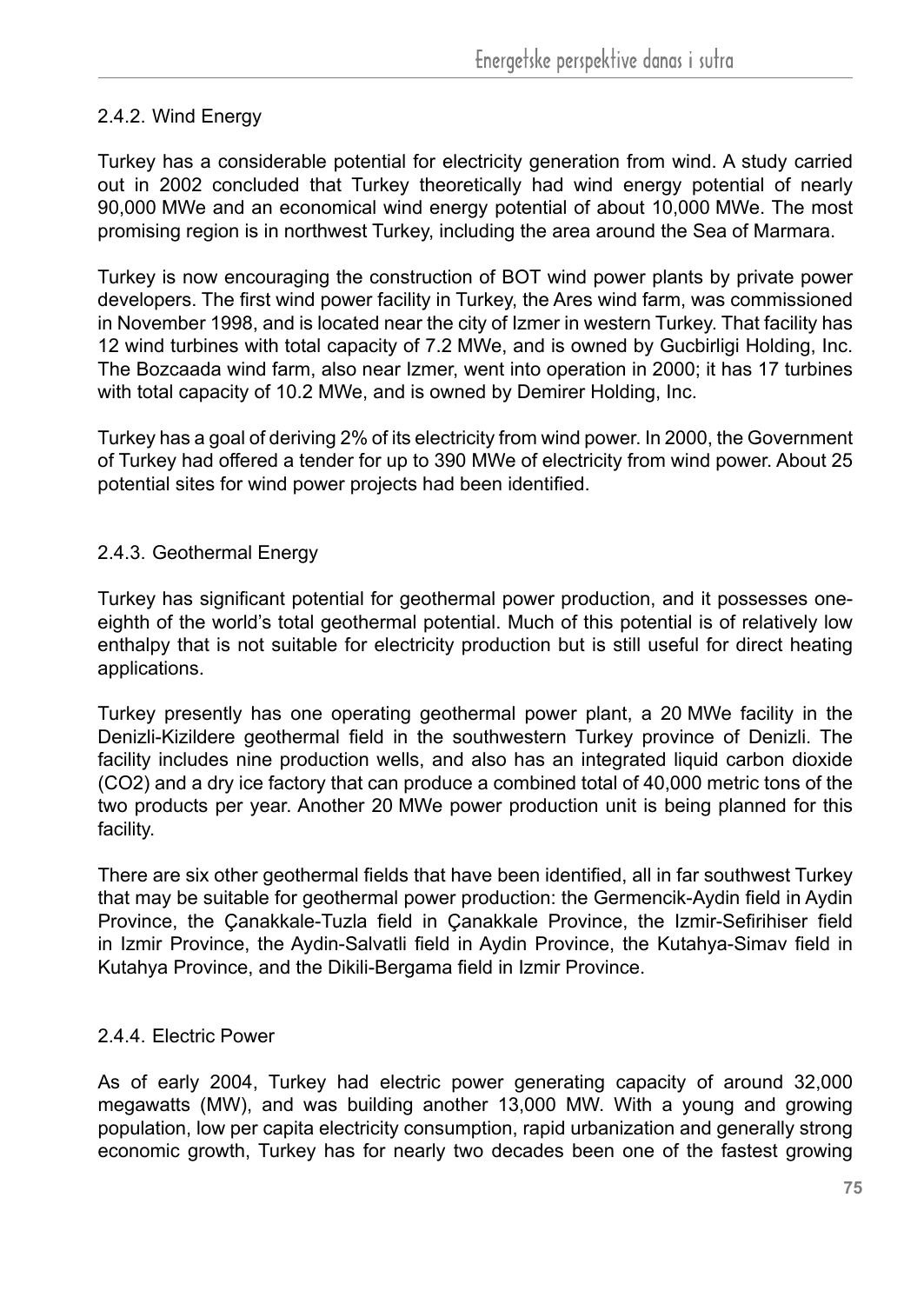### 2.4.2. Wind Energy

Turkey has a considerable potential for electricity generation from wind. A study carried out in 2002 concluded that Turkey theoretically had wind energy potential of nearly 90,000 MWe and an economical wind energy potential of about 10,000 MWe. The most promising region is in northwest Turkey, including the area around the Sea of Marmara.

Turkey is now encouraging the construction of BOT wind power plants by private power developers. The first wind power facility in Turkey, the Ares wind farm, was commissioned in November 1998, and is located near the city of Izmer in western Turkey. That facility has 12 wind turbines with total capacity of 7.2 MWe, and is owned by Gucbirligi Holding, Inc. The Bozcaada wind farm, also near Izmer, went into operation in 2000; it has 17 turbines with total capacity of 10.2 MWe, and is owned by Demirer Holding, Inc.

Turkey has a goal of deriving 2% of its electricity from wind power. In 2000, the Government of Turkey had offered a tender for up to 390 MWe of electricity from wind power. About 25 potential sites for wind power projects had been identified.

### 2.4.3. Geothermal Energy

Turkey has significant potential for geothermal power production, and it possesses one-eighth of the world's total geothermal potential. Much of this potential is of relatively low enthalpy that is not suitable for electricity production but is still useful for direct heating applications.

Turkey presently has one operating geothermal power plant, a 20 MWe facility in the Denizli-Kizildere geothermal field in the southwestern Turkey province of Denizli. The facility includes nine production wells, and also has an integrated liquid carbon dioxide ($CO_2$) and a dry ice factory that can produce a combined total of 40,000 metric tons of the two products per year. Another 20 MWe power production unit is being planned for this facility.

There are six other geothermal fields that have been identified, all in far southwest Turkey that may be suitable for geothermal power production: the Germencik-Aydin field in Aydin Province, the Çanakkale-Tuzla field in Çanakkale Province, the Izmir-Sefirihiser field in Izmir Province, the Aydin-Salvatli field in Aydin Province, the Kutahya-Simav field in Kutahya Province, and the Dikili-Bergama field in Izmir Province.

### 2.4.4. Electric Power

As of early 2004, Turkey had electric power generating capacity of around 32,000 megawatts (MW), and was building another 13,000 MW. With a young and growing population, low per capita electricity consumption, rapid urbanization and generally strong economic growth, Turkey has for nearly two decades been one of the fastest growing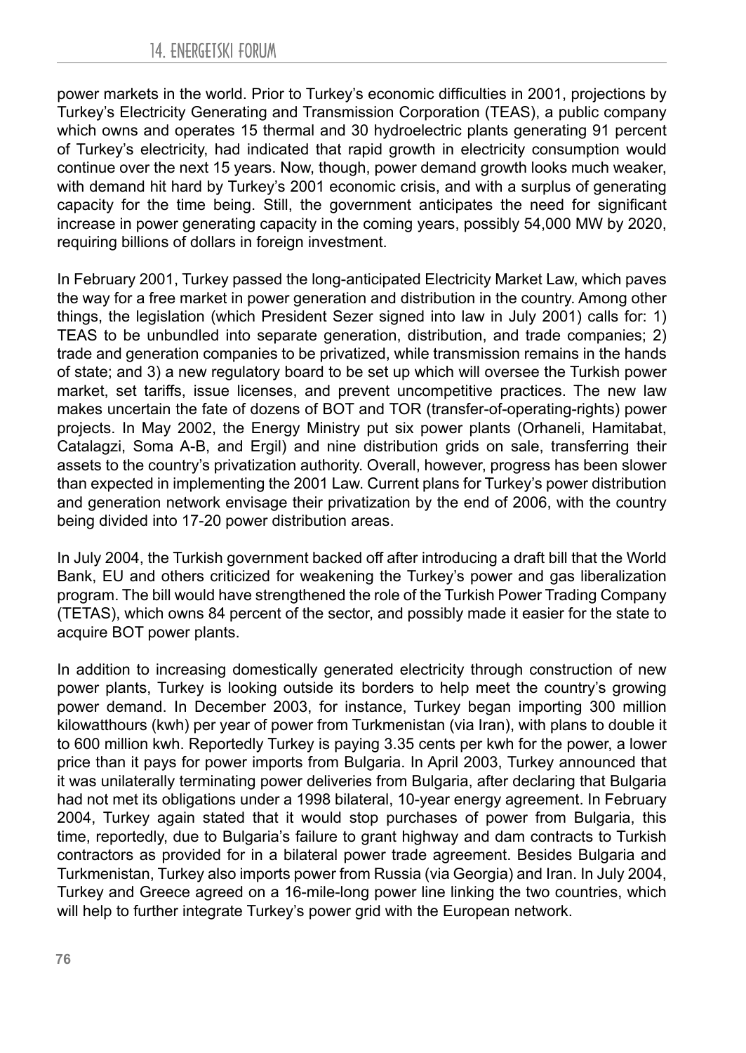power markets in the world. Prior to Turkey's economic difficulties in 2001, projections by Turkey's Electricity Generating and Transmission Corporation (TEAS), a public company which owns and operates 15 thermal and 30 hydroelectric plants generating 91 percent of Turkey's electricity, had indicated that rapid growth in electricity consumption would continue over the next 15 years. Now, though, power demand growth looks much weaker, with demand hit hard by Turkey's 2001 economic crisis, and with a surplus of generating capacity for the time being. Still, the government anticipates the need for significant increase in power generating capacity in the coming years, possibly 54,000 MW by 2020, requiring billions of dollars in foreign investment.

In February 2001, Turkey passed the long-anticipated Electricity Market Law, which paves the way for a free market in power generation and distribution in the country. Among other things, the legislation (which President Sezer signed into law in July 2001) calls for: 1) TEAS to be unbundled into separate generation, distribution, and trade companies; 2) trade and generation companies to be privatized, while transmission remains in the hands of state; and 3) a new regulatory board to be set up which will oversee the Turkish power market, set tariffs, issue licenses, and prevent uncompetitive practices. The new law makes uncertain the fate of dozens of BOT and TOR (transfer-of-operating-rights) power projects. In May 2002, the Energy Ministry put six power plants (Orhaneli, Hamitabat, Catalagzi, Soma A-B, and Ergil) and nine distribution grids on sale, transferring their assets to the country's privatization authority. Overall, however, progress has been slower than expected in implementing the 2001 Law. Current plans for Turkey's power distribution and generation network envisage their privatization by the end of 2006, with the country being divided into 17-20 power distribution areas.

In July 2004, the Turkish government backed off after introducing a draft bill that the World Bank, EU and others criticized for weakening the Turkey's power and gas liberalization program. The bill would have strengthened the role of the Turkish Power Trading Company (TETAS), which owns 84 percent of the sector, and possibly made it easier for the state to acquire BOT power plants.

In addition to increasing domestically generated electricity through construction of new power plants, Turkey is looking outside its borders to help meet the country's growing power demand. In December 2003, for instance, Turkey began importing 300 million kilowatthours (kwh) per year of power from Turkmenistan (via Iran), with plans to double it to 600 million kwh. Reportedly Turkey is paying 3.35 cents per kwh for the power, a lower price than it pays for power imports from Bulgaria. In April 2003, Turkey announced that it was unilaterally terminating power deliveries from Bulgaria, after declaring that Bulgaria had not met its obligations under a 1998 bilateral, 10-year energy agreement. In February 2004, Turkey again stated that it would stop purchases of power from Bulgaria, this time, reportedly, due to Bulgaria's failure to grant highway and dam contracts to Turkish contractors as provided for in a bilateral power trade agreement. Besides Bulgaria and Turkmenistan, Turkey also imports power from Russia (via Georgia) and Iran. In July 2004, Turkey and Greece agreed on a 16-mile-long power line linking the two countries, which will help to further integrate Turkey's power grid with the European network.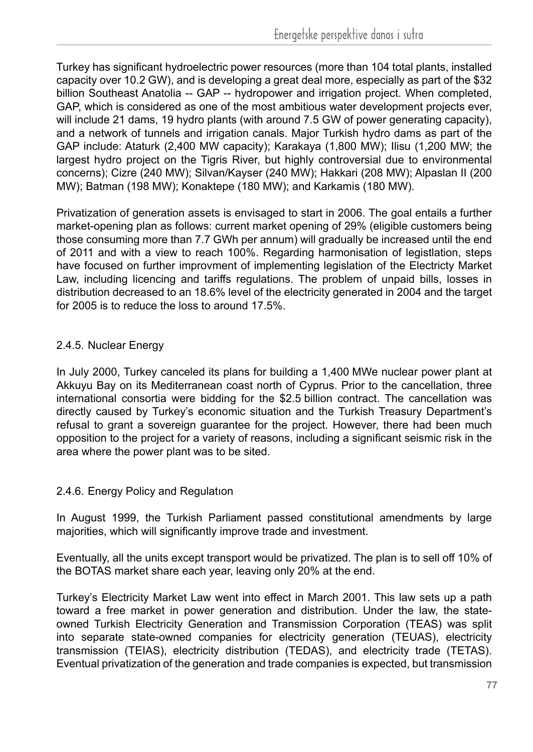Turkey has significant hydroelectric power resources (more than 104 total plants, installed capacity over 10.2 GW), and is developing a great deal more, especially as part of the $32 billion Southeast Anatolia -- GAP -- hydropower and irrigation project. When completed, GAP, which is considered as one of the most ambitious water development projects ever, will include 21 dams, 19 hydro plants (with around 7.5 GW of power generating capacity), and a network of tunnels and irrigation canals. Major Turkish hydro dams as part of the GAP include: Ataturk (2,400 MW capacity); Karakaya (1,800 MW); Ilisu (1,200 MW; the largest hydro project on the Tigris River, but highly controversial due to environmental concerns); Cizre (240 MW); Silvan/Kayser (240 MW); Hakkari (208 MW); Alpaslan II (200 MW); Batman (198 MW); Konaktepe (180 MW); and Karkamis (180 MW).

Privatization of generation assets is envisaged to start in 2006. The goal entails a further market-opening plan as follows: current market opening of 29% (eligible customers being those consuming more than 7.7 GWh per annum) will gradually be increased until the end of 2011 and with a view to reach 100%. Regarding harmonisation of legistlation, steps have focused on further improvment of implementing legislation of the Electricty Market Law, including licencing and tariffs regulations. The problem of unpaid bills, losses in distribution decreased to an 18.6% level of the electricity generated in 2004 and the target for 2005 is to reduce the loss to around 17.5%.

### 2.4.5. Nuclear Energy

In July 2000, Turkey canceled its plans for building a 1,400 MWe nuclear power plant at Akkuyu Bay on its Mediterranean coast north of Cyprus. Prior to the cancellation, three international consortia were bidding for the $2.5 billion contract. The cancellation was directly caused by Turkey's economic situation and the Turkish Treasury Department's refusal to grant a sovereign guarantee for the project. However, there had been much opposition to the project for a variety of reasons, including a significant seismic risk in the area where the power plant was to be sited.

### 2.4.6. Energy Policy and Regulatıon

In August 1999, the Turkish Parliament passed constitutional amendments by large majorities, which will significantly improve trade and investment.

Eventually, all the units except transport would be privatized. The plan is to sell off 10% of the BOTAS market share each year, leaving only 20% at the end.

Turkey's Electricity Market Law went into effect in March 2001. This law sets up a path toward a free market in power generation and distribution. Under the law, the state-owned Turkish Electricity Generation and Transmission Corporation (TEAS) was split into separate state-owned companies for electricity generation (TEUAS), electricity transmission (TEIAS), electricity distribution (TEDAS), and electricity trade (TETAS). Eventual privatization of the generation and trade companies is expected, but transmission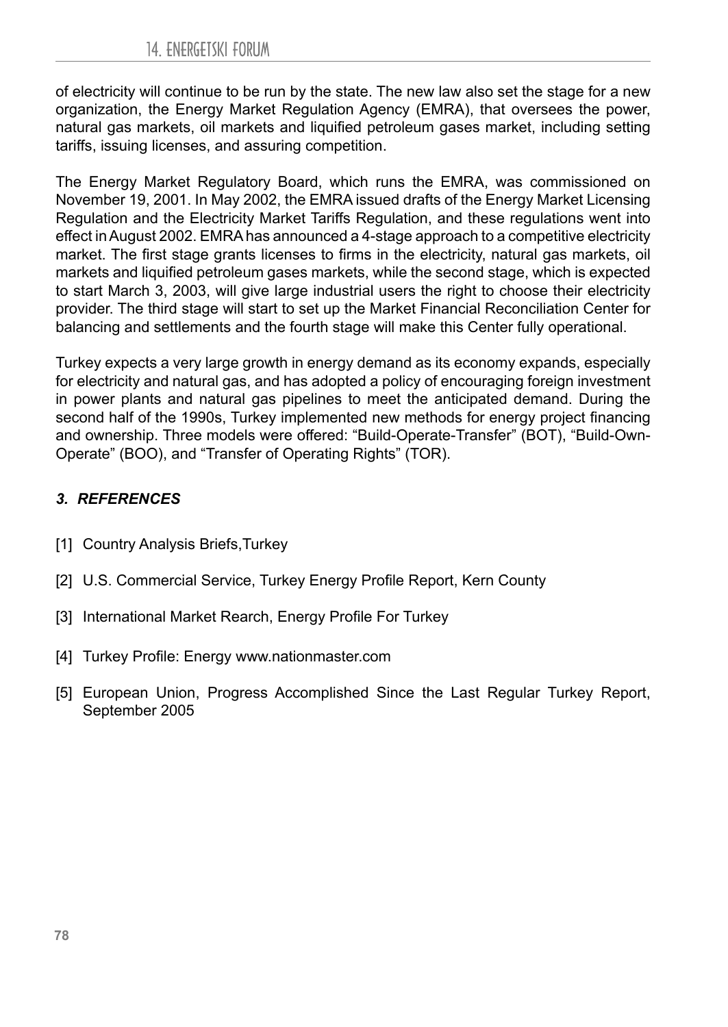of electricity will continue to be run by the state. The new law also set the stage for a new organization, the Energy Market Regulation Agency (EMRA), that oversees the power, natural gas markets, oil markets and liquified petroleum gases market, including setting tariffs, issuing licenses, and assuring competition.

The Energy Market Regulatory Board, which runs the EMRA, was commissioned on November 19, 2001. In May 2002, the EMRA issued drafts of the Energy Market Licensing Regulation and the Electricity Market Tariffs Regulation, and these regulations went into effect in August 2002. EMRA has announced a 4-stage approach to a competitive electricity market. The first stage grants licenses to firms in the electricity, natural gas markets, oil markets and liquified petroleum gases markets, while the second stage, which is expected to start March 3, 2003, will give large industrial users the right to choose their electricity provider. The third stage will start to set up the Market Financial Reconciliation Center for balancing and settlements and the fourth stage will make this Center fully operational.

Turkey expects a very large growth in energy demand as its economy expands, especially for electricity and natural gas, and has adopted a policy of encouraging foreign investment in power plants and natural gas pipelines to meet the anticipated demand. During the second half of the 1990s, Turkey implemented new methods for energy project financing and ownership. Three models were offered: "Build-Operate-Transfer" (BOT), "Build-Own-Operate" (BOO), and "Transfer of Operating Rights" (TOR).

## *3. REFERENCES*

[1] Country Analysis Briefs,Turkey

[2] U.S. Commercial Service, Turkey Energy Profile Report, Kern County

[3] International Market Rearch, Energy Profile For Turkey

[4] Turkey Profile: Energy www.nationmaster.com

[5] European Union, Progress Accomplished Since the Last Regular Turkey Report, September 2005